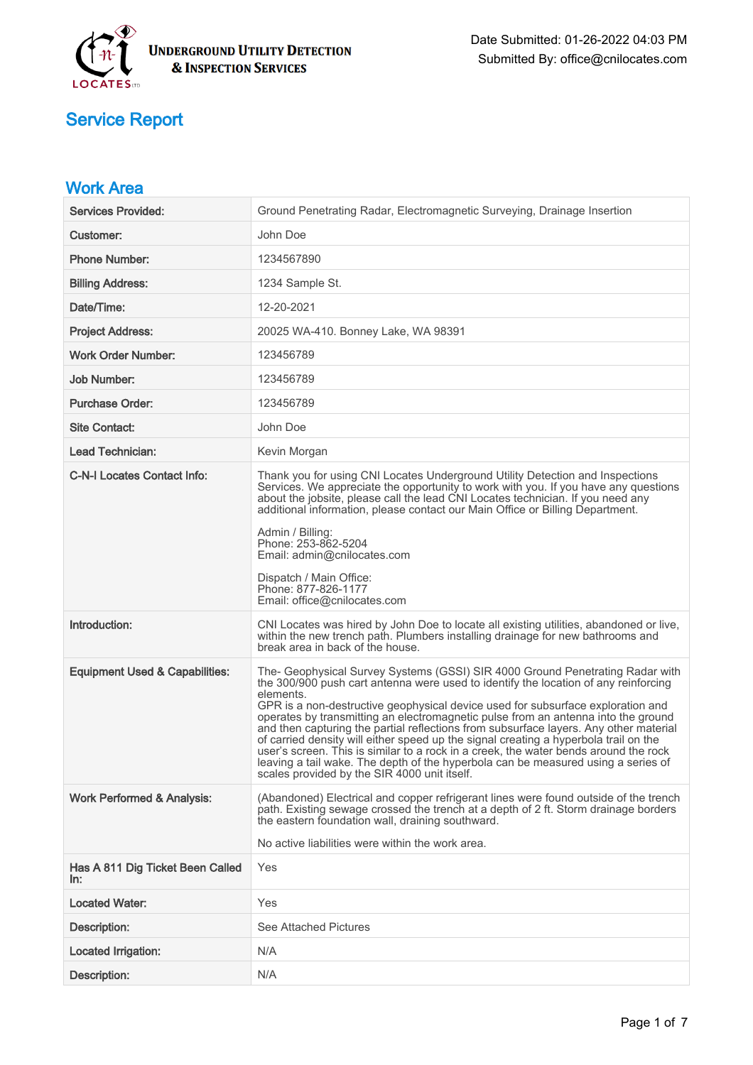**Underground Utility Detection & Inspection Services**

Date Submitted: 01-26-2022 04:03 PM
Submitted By: office@cnilocates.com

# Service Report

## Work Area

| | |
|---|---|
| Services Provided: | Ground Penetrating Radar, Electromagnetic Surveying, Drainage Insertion |
| Customer: | John Doe |
| Phone Number: | 1234567890 |
| Billing Address: | 1234 Sample St. |
| Date/Time: | 12-20-2021 |
| Project Address: | 20025 WA-410. Bonney Lake, WA 98391 |
| Work Order Number: | 123456789 |
| Job Number: | 123456789 |
| Purchase Order: | 123456789 |
| Site Contact: | John Doe |
| Lead Technician: | Kevin Morgan |
| C-N-I Locates Contact Info: | Thank you for using CNI Locates Underground Utility Detection and Inspections Services. We appreciate the opportunity to work with you. If you have any questions about the jobsite, please call the lead CNI Locates technician. If you need any additional information, please contact our Main Office or Billing Department.<br><br>Admin / Billing:<br>Phone: 253-862-5204<br>Email: admin@cnilocates.com<br><br>Dispatch / Main Office:<br>Phone: 877-826-1177<br>Email: office@cnilocates.com |
| Introduction: | CNI Locates was hired by John Doe to locate all existing utilities, abandoned or live, within the new trench path. Plumbers installing drainage for new bathrooms and break area in back of the house. |
| Equipment Used & Capabilities: | The- Geophysical Survey Systems (GSSI) SIR 4000 Ground Penetrating Radar with the 300/900 push cart antenna were used to identify the location of any reinforcing elements.<br>GPR is a non-destructive geophysical device used for subsurface exploration and operates by transmitting an electromagnetic pulse from an antenna into the ground and then capturing the partial reflections from subsurface layers. Any other material of carried density will either speed up the signal creating a hyperbola trail on the user's screen. This is similar to a rock in a creek, the water bends around the rock leaving a tail wake. The depth of the hyperbola can be measured using a series of scales provided by the SIR 4000 unit itself. |
| Work Performed & Analysis: | (Abandoned) Electrical and copper refrigerant lines were found outside of the trench path. Existing sewage crossed the trench at a depth of 2 ft. Storm drainage borders the eastern foundation wall, draining southward.<br><br>No active liabilities were within the work area. |
| Has A 811 Dig Ticket Been Called In: | Yes |
| Located Water: | Yes |
| Description: | See Attached Pictures |
| Located Irrigation: | N/A |
| Description: | N/A |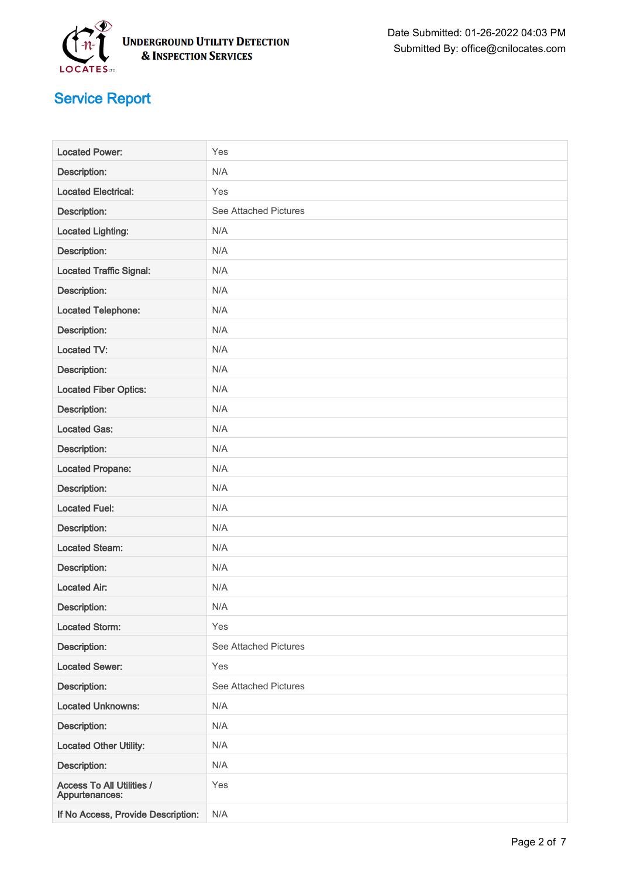**UNDERGROUND UTILITY DETECTION & INSPECTION SERVICES**

Date Submitted: 01-26-2022 04:03 PM
Submitted By: office@cnilocates.com

# Service Report

| | |
|---|---|
| Located Power: | Yes |
| Description: | N/A |
| Located Electrical: | Yes |
| Description: | See Attached Pictures |
| Located Lighting: | N/A |
| Description: | N/A |
| Located Traffic Signal: | N/A |
| Description: | N/A |
| Located Telephone: | N/A |
| Description: | N/A |
| Located TV: | N/A |
| Description: | N/A |
| Located Fiber Optics: | N/A |
| Description: | N/A |
| Located Gas: | N/A |
| Description: | N/A |
| Located Propane: | N/A |
| Description: | N/A |
| Located Fuel: | N/A |
| Description: | N/A |
| Located Steam: | N/A |
| Description: | N/A |
| Located Air: | N/A |
| Description: | N/A |
| Located Storm: | Yes |
| Description: | See Attached Pictures |
| Located Sewer: | Yes |
| Description: | See Attached Pictures |
| Located Unknowns: | N/A |
| Description: | N/A |
| Located Other Utility: | N/A |
| Description: | N/A |
| Access To All Utilities / Appurtenances: | Yes |
| If No Access, Provide Description: | N/A |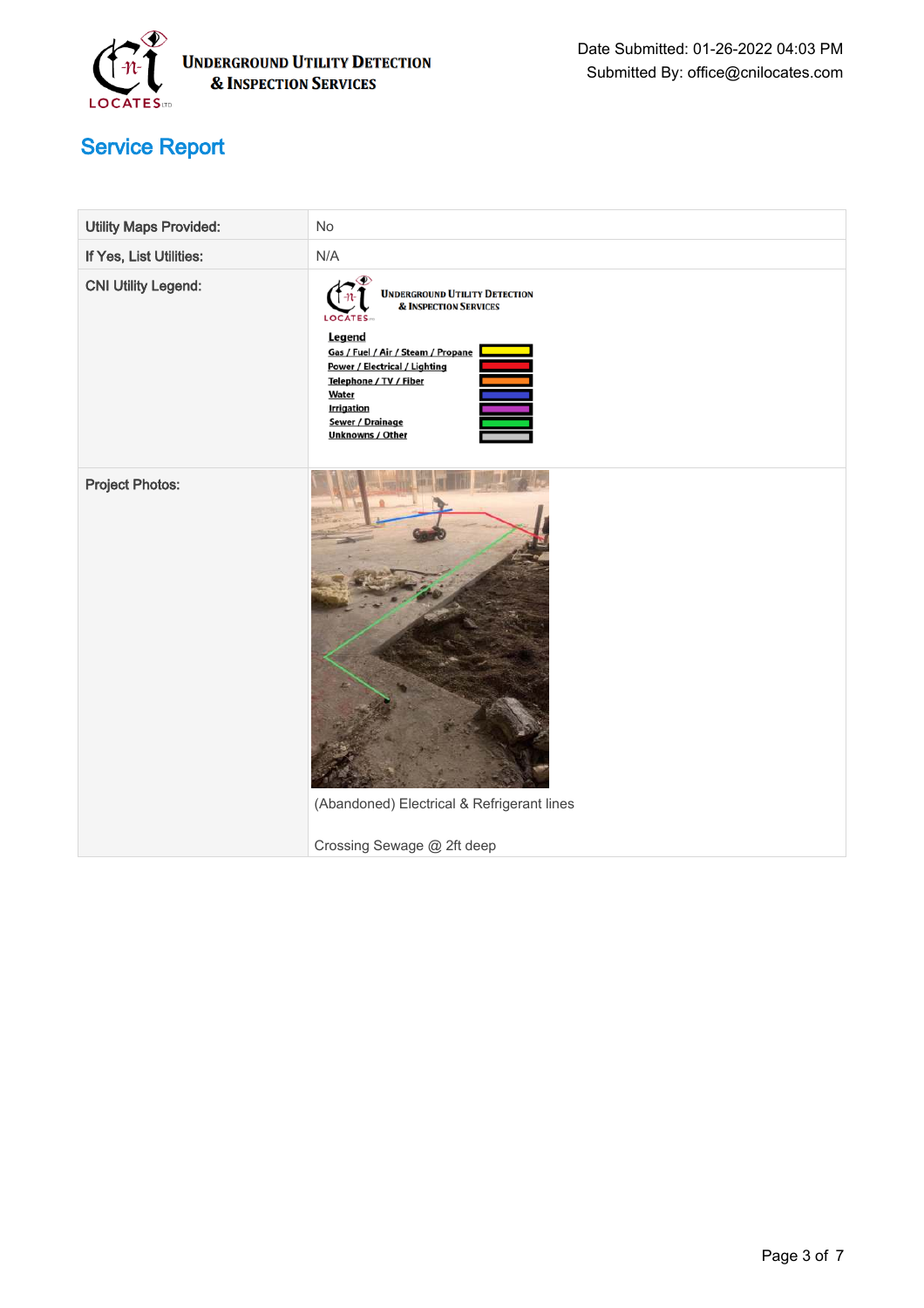Underground Utility Detection & Inspection Services

Date Submitted: 01-26-2022 04:03 PM
Submitted By: office@cnilocates.com

# Service Report

| Utility Maps Provided: | No |
| --- | --- |
| If Yes, List Utilities: | N/A |
| CNI Utility Legend: | Underground Utility Detection & Inspection Services<br>Legend<br>Gas / Fuel / Air / Steam / Propane<br>Power / Electrical / Lighting<br>Telephone / TV / Fiber<br>Water<br>Irrigation<br>Sewer / Drainage<br>Unknowns / Other |
| Project Photos: | (Abandoned) Electrical & Refrigerant lines<br><br>Crossing Sewage @ 2ft deep |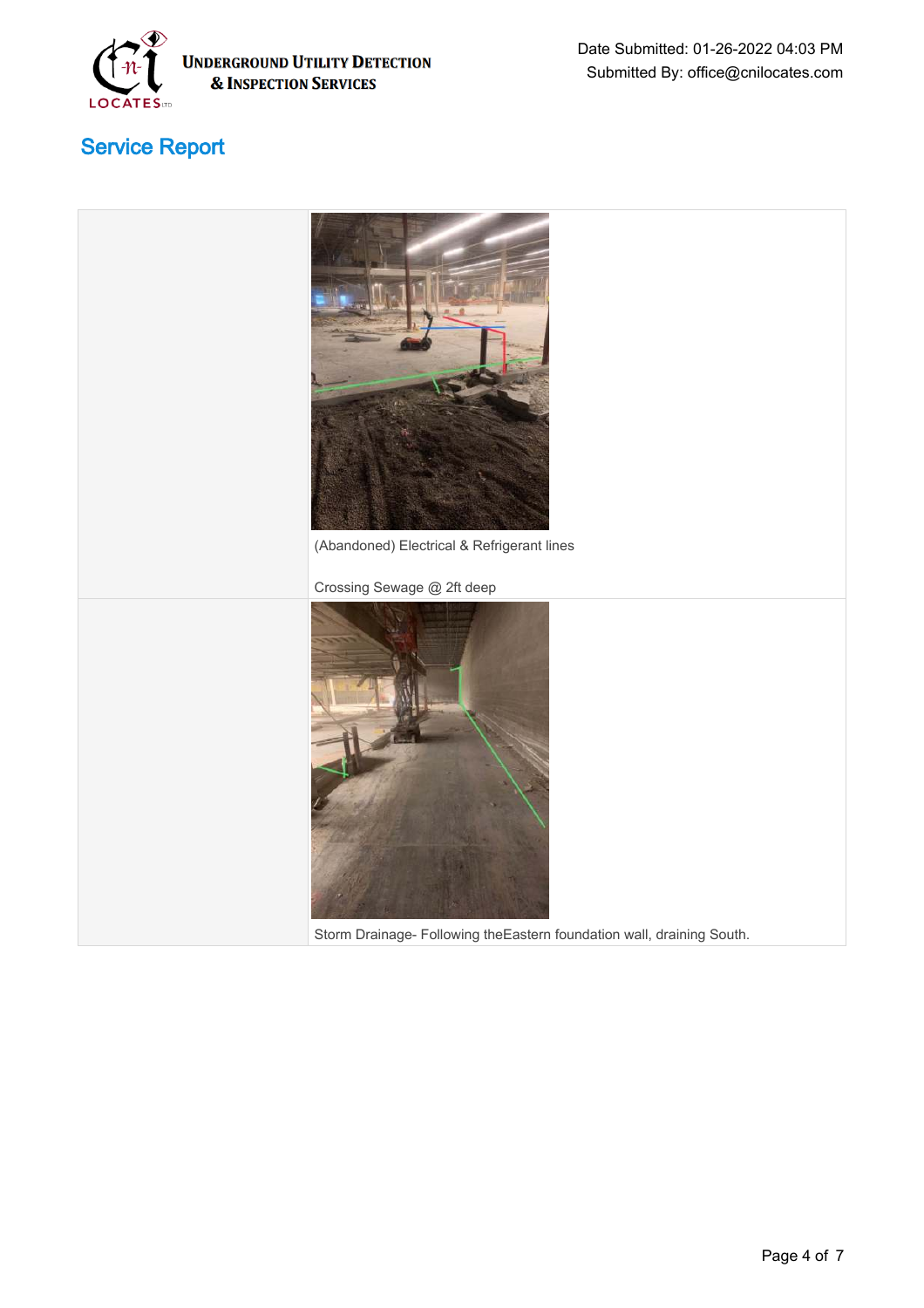Date Submitted: 01-26-2022 04:03 PM
Submitted By: office@cnilocates.com

## Service Report

(Abandoned) Electrical & Refrigerant lines

Crossing Sewage @ 2ft deep

Storm Drainage- Following theEastern foundation wall, draining South.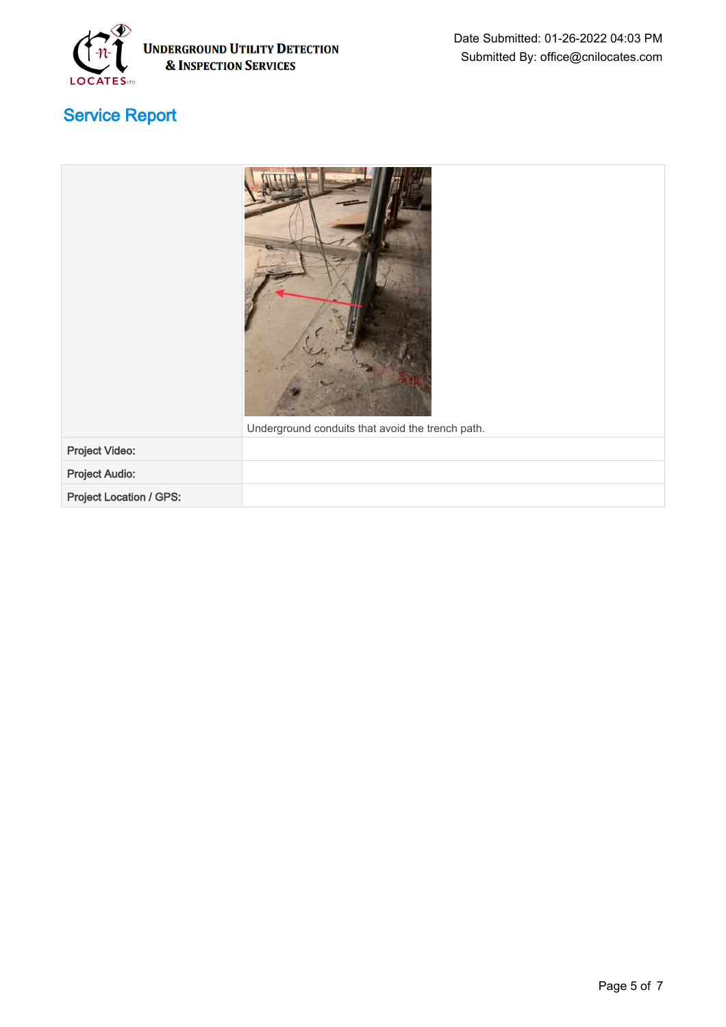## Service Report

| | |
|---|---|
| | Underground conduits that avoid the trench path. |
| Project Video: | |
| Project Audio: | |
| Project Location / GPS: | |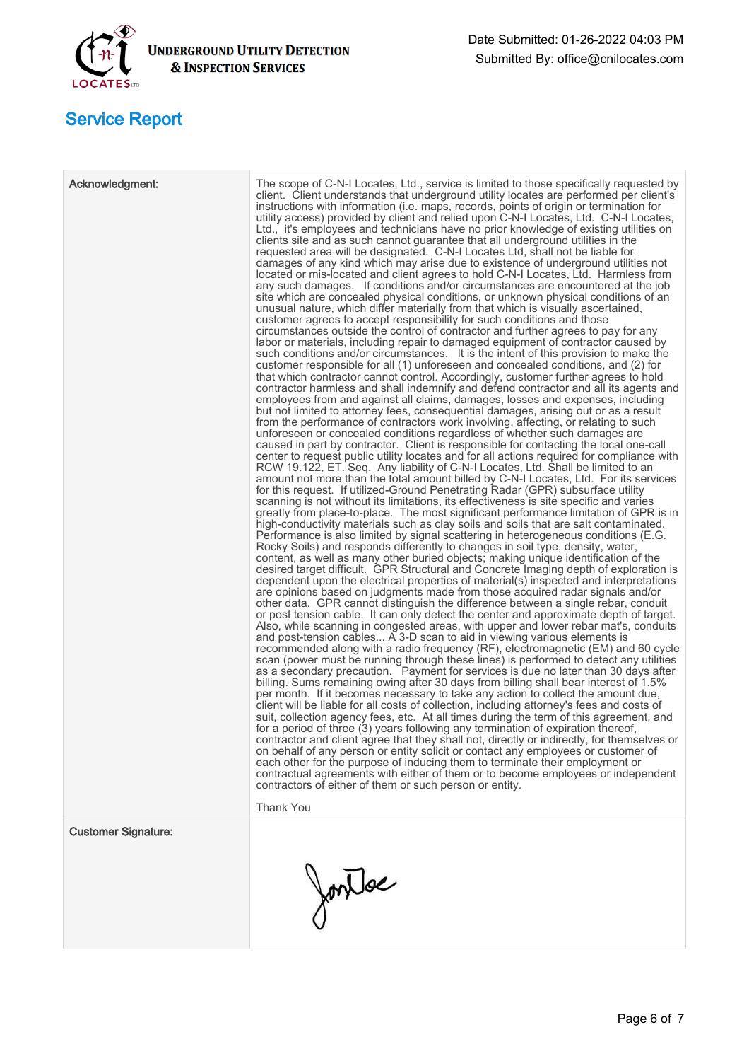**Underground Utility Detection & Inspection Services**

Date Submitted: 01-26-2022 04:03 PM
Submitted By: office@cnilocates.com

## Service Report

| | |
|---|---|
| **Acknowledgment:** | The scope of C-N-I Locates, Ltd., service is limited to those specifically requested by client. Client understands that underground utility locates are performed per client's instructions with information (i.e. maps, records, points of origin or termination for utility access) provided by client and relied upon C-N-I Locates, Ltd. C-N-I Locates, Ltd., it's employees and technicians have no prior knowledge of existing utilities on clients site and as such cannot guarantee that all underground utilities in the requested area will be designated. C-N-I Locates Ltd, shall not be liable for damages of any kind which may arise due to existence of underground utilities not located or mis-located and client agrees to hold C-N-I Locates, Ltd. Harmless from any such damages. If conditions and/or circumstances are encountered at the job site which are concealed physical conditions, or unknown physical conditions of an unusual nature, which differ materially from that which is visually ascertained, customer agrees to accept responsibility for such conditions and those circumstances outside the control of contractor and further agrees to pay for any labor or materials, including repair to damaged equipment of contractor caused by such conditions and/or circumstances. It is the intent of this provision to make the customer responsible for all (1) unforeseen and concealed conditions, and (2) for that which contractor cannot control. Accordingly, customer further agrees to hold contractor harmless and shall indemnify and defend contractor and all its agents and employees from and against all claims, damages, losses and expenses, including but not limited to attorney fees, consequential damages, arising out or as a result from the performance of contractors work involving, affecting, or relating to such unforeseen or concealed conditions regardless of whether such damages are caused in part by contractor. Client is responsible for contacting the local one-call center to request public utility locates and for all actions required for compliance with RCW 19.122, ET. Seq. Any liability of C-N-I Locates, Ltd. Shall be limited to an amount not more than the total amount billed by C-N-I Locates, Ltd. For its services for this request. If utilized-Ground Penetrating Radar (GPR) subsurface utility scanning is not without its limitations, its effectiveness is site specific and varies greatly from place-to-place. The most significant performance limitation of GPR is in high-conductivity materials such as clay soils and soils that are salt contaminated. Performance is also limited by signal scattering in heterogeneous conditions (E.G. Rocky Soils) and responds differently to changes in soil type, density, water, content, as well as many other buried objects; making unique identification of the desired target difficult. GPR Structural and Concrete Imaging depth of exploration is dependent upon the electrical properties of material(s) inspected and interpretations are opinions based on judgments made from those acquired radar signals and/or other data. GPR cannot distinguish the difference between a single rebar, conduit or post tension cable. It can only detect the center and approximate depth of target. Also, while scanning in congested areas, with upper and lower rebar mat's, conduits and post-tension cables... A 3-D scan to aid in viewing various elements is recommended along with a radio frequency (RF), electromagnetic (EM) and 60 cycle scan (power must be running through these lines) is performed to detect any utilities as a secondary precaution. Payment for services is due no later than 30 days after billing. Sums remaining owing after 30 days from billing shall bear interest of 1.5% per month. If it becomes necessary to take any action to collect the amount due, client will be liable for all costs of collection, including attorney's fees and costs of suit, collection agency fees, etc. At all times during the term of this agreement, and for a period of three (3) years following any termination of expiration thereof, contractor and client agree that they shall not, directly or indirectly, for themselves or on behalf of any person or entity solicit or contact any employees or customer of each other for the purpose of inducing them to terminate their employment or contractual agreements with either of them or to become employees or independent contractors of either of them or such person or entity.<br><br>Thank You |
| **Customer Signature:** | [signature] |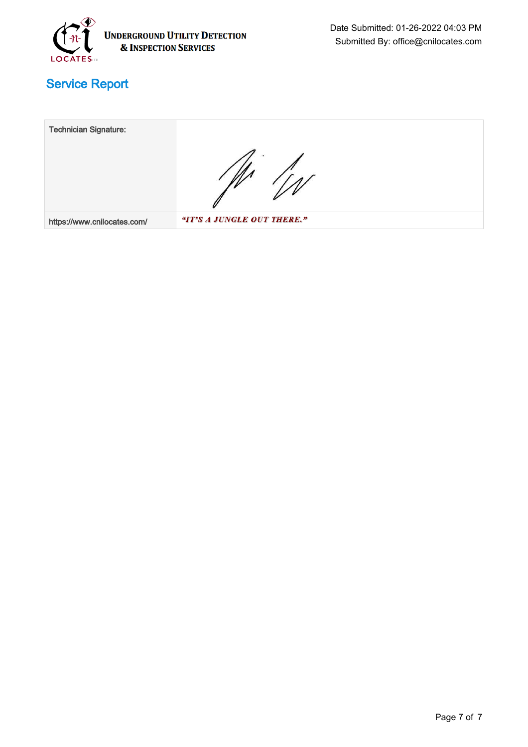UNDERGROUND UTILITY DETECTION
& INSPECTION SERVICES

Date Submitted: 01-26-2022 04:03 PM
Submitted By: office@cnilocates.com

# Service Report

| | |
|---|---|
| Technician Signature: | |
| https://www.cnilocates.com/ | ***"IT'S A JUNGLE OUT THERE."*** |